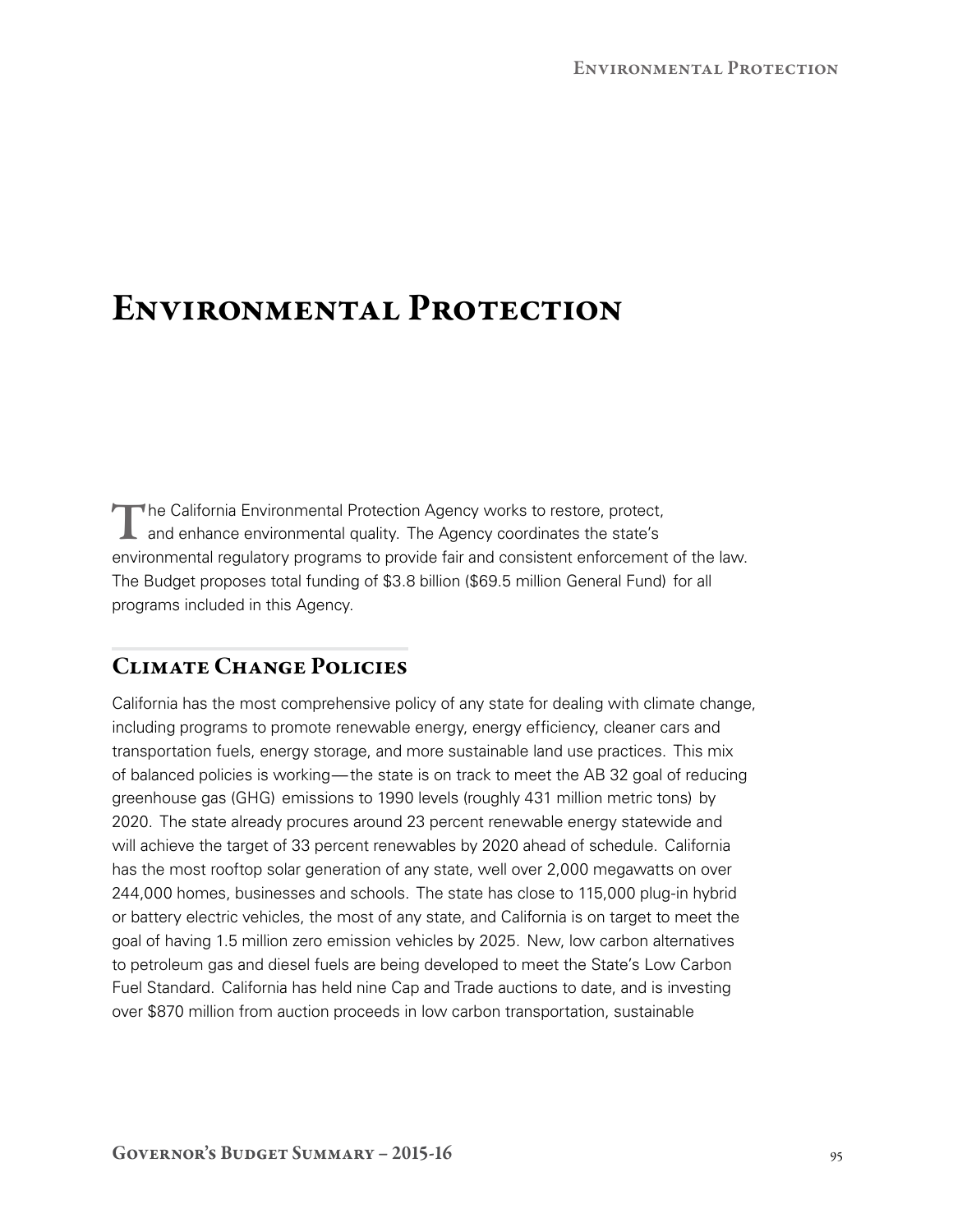# Environmental Protection

The California Environmental Protection Agency works to restore, protect, and enhance environmental quality. The Agency coordinates the state's environmental regulatory programs to provide fair and consistent enforcement of the law. The Budget proposes total funding of $3.8 billion ($69.5 million General Fund) for all programs included in this Agency.

## Climate Change Policies

California has the most comprehensive policy of any state for dealing with climate change, including programs to promote renewable energy, energy efficiency, cleaner cars and transportation fuels, energy storage, and more sustainable land use practices. This mix of balanced policies is working—the state is on track to meet the AB 32 goal of reducing greenhouse gas (GHG) emissions to 1990 levels (roughly 431 million metric tons) by 2020. The state already procures around 23 percent renewable energy statewide and will achieve the target of 33 percent renewables by 2020 ahead of schedule. California has the most rooftop solar generation of any state, well over 2,000 megawatts on over 244,000 homes, businesses and schools. The state has close to 115,000 plug-in hybrid or battery electric vehicles, the most of any state, and California is on target to meet the goal of having 1.5 million zero emission vehicles by 2025. New, low carbon alternatives to petroleum gas and diesel fuels are being developed to meet the State's Low Carbon Fuel Standard. California has held nine Cap and Trade auctions to date, and is investing over $870 million from auction proceeds in low carbon transportation, sustainable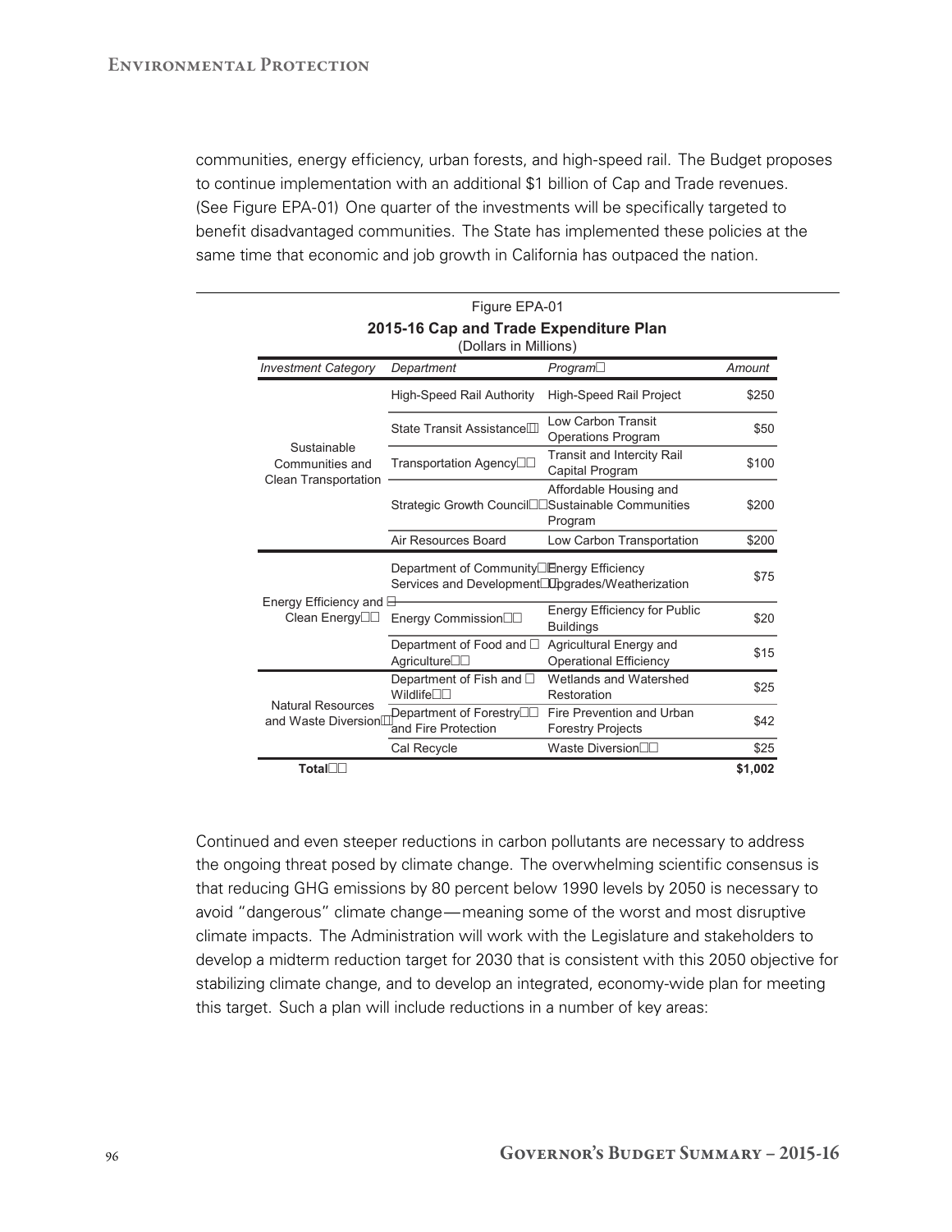communities, energy efficiency, urban forests, and high-speed rail. The Budget proposes to continue implementation with an additional $1 billion of Cap and Trade revenues. (See Figure EPA-01) One quarter of the investments will be specifically targeted to benefit disadvantaged communities. The State has implemented these policies at the same time that economic and job growth in California has outpaced the nation.

Figure EPA-01

**2015-16 Cap and Trade Expenditure Plan**

(Dollars in Millions)

| *Investment Category* | *Department* | *Program* | *Amount* |
|---|---|---|---|
| Sustainable Communities and Clean Transportation | High-Speed Rail Authority | High-Speed Rail Project | $250 |
| | State Transit Assistance | Low Carbon Transit Operations Program | $50 |
| | Transportation Agency | Transit and Intercity Rail Capital Program | $100 |
| | Strategic Growth Council | Affordable Housing and Sustainable Communities Program | $200 |
| | Air Resources Board | Low Carbon Transportation | $200 |
| Energy Efficiency and Clean Energy | Department of Community Services and Development | Energy Efficiency Upgrades/Weatherization | $75 |
| | Energy Commission | Energy Efficiency for Public Buildings | $20 |
| | Department of Food and Agriculture | Agricultural Energy and Operational Efficiency | $15 |
| Natural Resources and Waste Diversion | Department of Fish and Wildlife | Wetlands and Watershed Restoration | $25 |
| | Department of Forestry and Fire Protection | Fire Prevention and Urban Forestry Projects | $42 |
| | Cal Recycle | Waste Diversion | $25 |
| **Total** | | | **$1,002** |

Continued and even steeper reductions in carbon pollutants are necessary to address the ongoing threat posed by climate change. The overwhelming scientific consensus is that reducing GHG emissions by 80 percent below 1990 levels by 2050 is necessary to avoid "dangerous" climate change—meaning some of the worst and most disruptive climate impacts. The Administration will work with the Legislature and stakeholders to develop a midterm reduction target for 2030 that is consistent with this 2050 objective for stabilizing climate change, and to develop an integrated, economy-wide plan for meeting this target. Such a plan will include reductions in a number of key areas: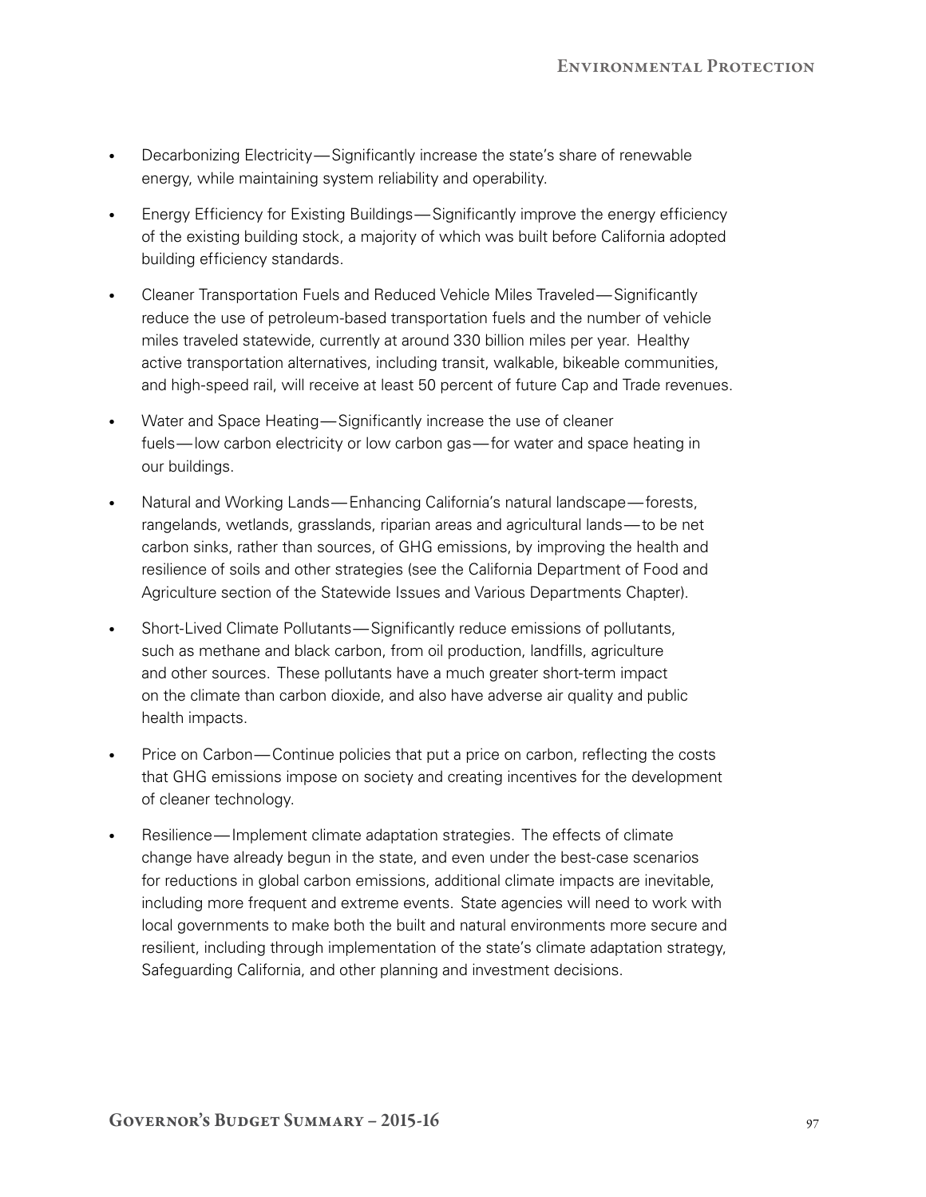- Decarbonizing Electricity — Significantly increase the state's share of renewable energy, while maintaining system reliability and operability.

- Energy Efficiency for Existing Buildings — Significantly improve the energy efficiency of the existing building stock, a majority of which was built before California adopted building efficiency standards.

- Cleaner Transportation Fuels and Reduced Vehicle Miles Traveled — Significantly reduce the use of petroleum-based transportation fuels and the number of vehicle miles traveled statewide, currently at around 330 billion miles per year. Healthy active transportation alternatives, including transit, walkable, bikeable communities, and high-speed rail, will receive at least 50 percent of future Cap and Trade revenues.

- Water and Space Heating — Significantly increase the use of cleaner fuels — low carbon electricity or low carbon gas — for water and space heating in our buildings.

- Natural and Working Lands — Enhancing California's natural landscape — forests, rangelands, wetlands, grasslands, riparian areas and agricultural lands — to be net carbon sinks, rather than sources, of GHG emissions, by improving the health and resilience of soils and other strategies (see the California Department of Food and Agriculture section of the Statewide Issues and Various Departments Chapter).

- Short-Lived Climate Pollutants — Significantly reduce emissions of pollutants, such as methane and black carbon, from oil production, landfills, agriculture and other sources. These pollutants have a much greater short-term impact on the climate than carbon dioxide, and also have adverse air quality and public health impacts.

- Price on Carbon — Continue policies that put a price on carbon, reflecting the costs that GHG emissions impose on society and creating incentives for the development of cleaner technology.

- Resilience — Implement climate adaptation strategies. The effects of climate change have already begun in the state, and even under the best-case scenarios for reductions in global carbon emissions, additional climate impacts are inevitable, including more frequent and extreme events. State agencies will need to work with local governments to make both the built and natural environments more secure and resilient, including through implementation of the state's climate adaptation strategy, Safeguarding California, and other planning and investment decisions.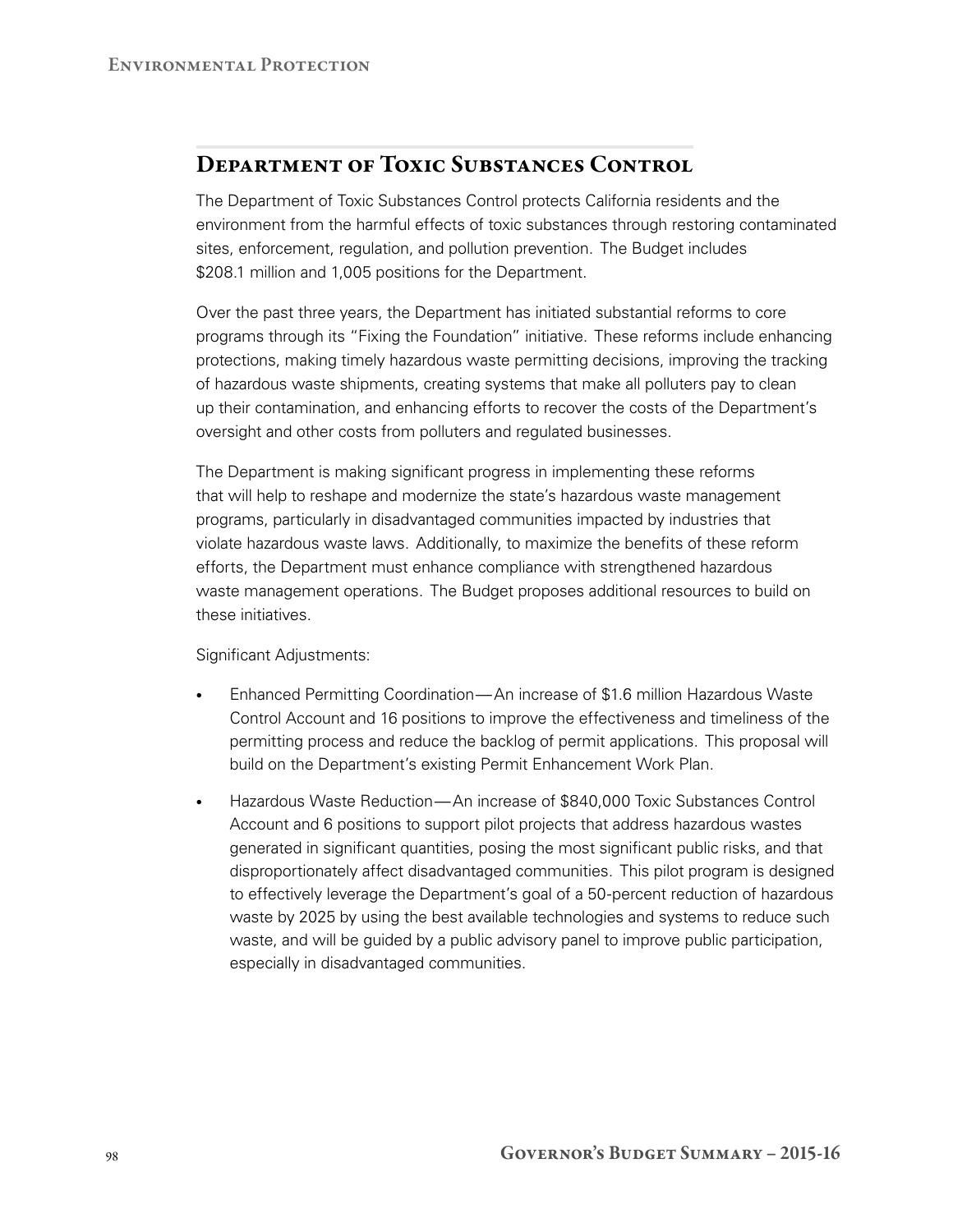## Department of Toxic Substances Control

The Department of Toxic Substances Control protects California residents and the environment from the harmful effects of toxic substances through restoring contaminated sites, enforcement, regulation, and pollution prevention. The Budget includes $208.1 million and 1,005 positions for the Department.

Over the past three years, the Department has initiated substantial reforms to core programs through its "Fixing the Foundation" initiative. These reforms include enhancing protections, making timely hazardous waste permitting decisions, improving the tracking of hazardous waste shipments, creating systems that make all polluters pay to clean up their contamination, and enhancing efforts to recover the costs of the Department's oversight and other costs from polluters and regulated businesses.

The Department is making significant progress in implementing these reforms that will help to reshape and modernize the state's hazardous waste management programs, particularly in disadvantaged communities impacted by industries that violate hazardous waste laws. Additionally, to maximize the benefits of these reform efforts, the Department must enhance compliance with strengthened hazardous waste management operations. The Budget proposes additional resources to build on these initiatives.

Significant Adjustments:

- Enhanced Permitting Coordination—An increase of $1.6 million Hazardous Waste Control Account and 16 positions to improve the effectiveness and timeliness of the permitting process and reduce the backlog of permit applications. This proposal will build on the Department's existing Permit Enhancement Work Plan.
- Hazardous Waste Reduction—An increase of $840,000 Toxic Substances Control Account and 6 positions to support pilot projects that address hazardous wastes generated in significant quantities, posing the most significant public risks, and that disproportionately affect disadvantaged communities. This pilot program is designed to effectively leverage the Department's goal of a 50-percent reduction of hazardous waste by 2025 by using the best available technologies and systems to reduce such waste, and will be guided by a public advisory panel to improve public participation, especially in disadvantaged communities.